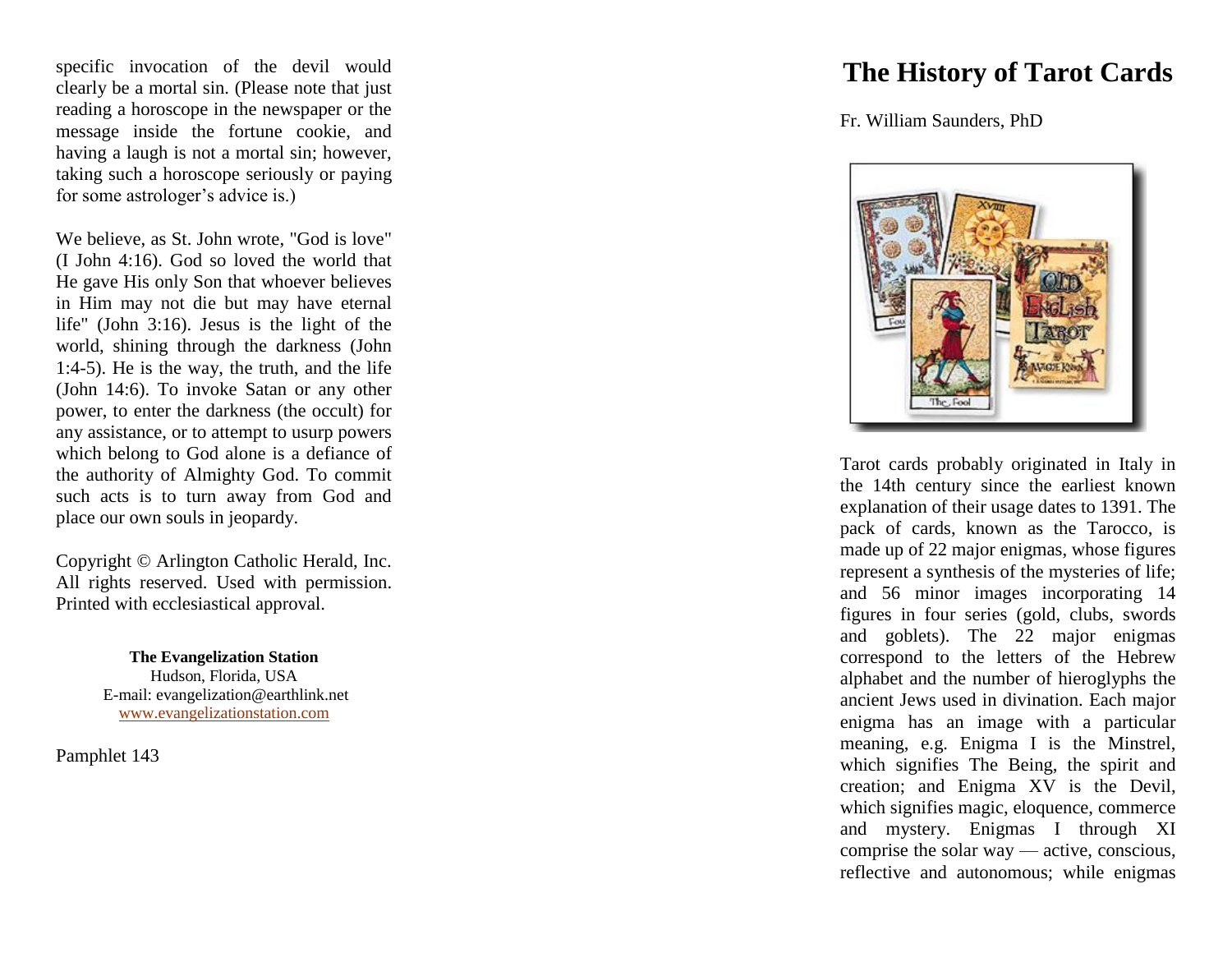specific invocation of the devil would clearly be a mortal sin. (Please note that just reading a horoscope in the newspaper or the message inside the fortune cookie, and having a laugh is not a mortal sin; however, taking such a horoscope seriously or paying for some astrologer's advice is.)

We believe, as St. John wrote, "God is love" (I John 4:16). God so loved the world that He gave His only Son that whoever believes in Him may not die but may have eternal life" (John 3:16). Jesus is the light of the world, shining through the darkness (John 1:4-5). He is the way, the truth, and the life (John 14:6). To invoke Satan or any other power, to enter the darkness (the occult) for any assistance, or to attempt to usurp powers which belong to God alone is a defiance of the authority of Almighty God. To commit such acts is to turn away from God and place our own souls in jeopardy.

Copyright © Arlington Catholic Herald, Inc. All rights reserved. Used with permission. Printed with ecclesiastical approval.

**The Evangelization Station**
Hudson, Florida, USA
E-mail: evangelization@earthlink.net
www.evangelizationstation.com

Pamphlet 143

# The History of Tarot Cards

Fr. William Saunders, PhD

Tarot cards probably originated in Italy in the 14th century since the earliest known explanation of their usage dates to 1391. The pack of cards, known as the Tarocco, is made up of 22 major enigmas, whose figures represent a synthesis of the mysteries of life; and 56 minor images incorporating 14 figures in four series (gold, clubs, swords and goblets). The 22 major enigmas correspond to the letters of the Hebrew alphabet and the number of hieroglyphs the ancient Jews used in divination. Each major enigma has an image with a particular meaning, e.g. Enigma I is the Minstrel, which signifies The Being, the spirit and creation; and Enigma XV is the Devil, which signifies magic, eloquence, commerce and mystery. Enigmas I through XI comprise the solar way — active, conscious, reflective and autonomous; while enigmas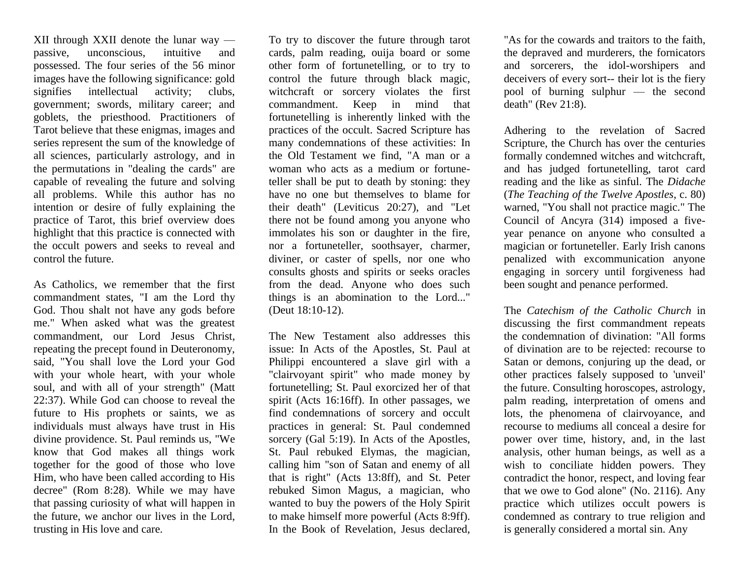XII through XXII denote the lunar way — passive, unconscious, intuitive and possessed. The four series of the 56 minor images have the following significance: gold signifies intellectual activity; clubs, government; swords, military career; and goblets, the priesthood. Practitioners of Tarot believe that these enigmas, images and series represent the sum of the knowledge of all sciences, particularly astrology, and in the permutations in "dealing the cards" are capable of revealing the future and solving all problems. While this author has no intention or desire of fully explaining the practice of Tarot, this brief overview does highlight that this practice is connected with the occult powers and seeks to reveal and control the future.

As Catholics, we remember that the first commandment states, "I am the Lord thy God. Thou shalt not have any gods before me." When asked what was the greatest commandment, our Lord Jesus Christ, repeating the precept found in Deuteronomy, said, "You shall love the Lord your God with your whole heart, with your whole soul, and with all of your strength" (Matt 22:37). While God can choose to reveal the future to His prophets or saints, we as individuals must always have trust in His divine providence. St. Paul reminds us, "We know that God makes all things work together for the good of those who love Him, who have been called according to His decree" (Rom 8:28). While we may have that passing curiosity of what will happen in the future, we anchor our lives in the Lord, trusting in His love and care.

To try to discover the future through tarot cards, palm reading, ouija board or some other form of fortunetelling, or to try to control the future through black magic, witchcraft or sorcery violates the first commandment. Keep in mind that fortunetelling is inherently linked with the practices of the occult. Sacred Scripture has many condemnations of these activities: In the Old Testament we find, "A man or a woman who acts as a medium or fortune-teller shall be put to death by stoning: they have no one but themselves to blame for their death" (Leviticus 20:27), and "Let there not be found among you anyone who immolates his son or daughter in the fire, nor a fortuneteller, soothsayer, charmer, diviner, or caster of spells, nor one who consults ghosts and spirits or seeks oracles from the dead. Anyone who does such things is an abomination to the Lord..." (Deut 18:10-12).

The New Testament also addresses this issue: In Acts of the Apostles, St. Paul at Philippi encountered a slave girl with a "clairvoyant spirit" who made money by fortunetelling; St. Paul exorcized her of that spirit (Acts 16:16ff). In other passages, we find condemnations of sorcery and occult practices in general: St. Paul condemned sorcery (Gal 5:19). In Acts of the Apostles, St. Paul rebuked Elymas, the magician, calling him "son of Satan and enemy of all that is right" (Acts 13:8ff), and St. Peter rebuked Simon Magus, a magician, who wanted to buy the powers of the Holy Spirit to make himself more powerful (Acts 8:9ff). In the Book of Revelation, Jesus declared, "As for the cowards and traitors to the faith, the depraved and murderers, the fornicators and sorcerers, the idol-worshipers and deceivers of every sort-- their lot is the fiery pool of burning sulphur — the second death" (Rev 21:8).

Adhering to the revelation of Sacred Scripture, the Church has over the centuries formally condemned witches and witchcraft, and has judged fortunetelling, tarot card reading and the like as sinful. The *Didache* (*The Teaching of the Twelve Apostles*, c. 80) warned, "You shall not practice magic." The Council of Ancyra (314) imposed a five-year penance on anyone who consulted a magician or fortuneteller. Early Irish canons penalized with excommunication anyone engaging in sorcery until forgiveness had been sought and penance performed.

The *Catechism of the Catholic Church* in discussing the first commandment repeats the condemnation of divination: "All forms of divination are to be rejected: recourse to Satan or demons, conjuring up the dead, or other practices falsely supposed to 'unveil' the future. Consulting horoscopes, astrology, palm reading, interpretation of omens and lots, the phenomena of clairvoyance, and recourse to mediums all conceal a desire for power over time, history, and, in the last analysis, other human beings, as well as a wish to conciliate hidden powers. They contradict the honor, respect, and loving fear that we owe to God alone" (No. 2116). Any practice which utilizes occult powers is condemned as contrary to true religion and is generally considered a mortal sin. Any